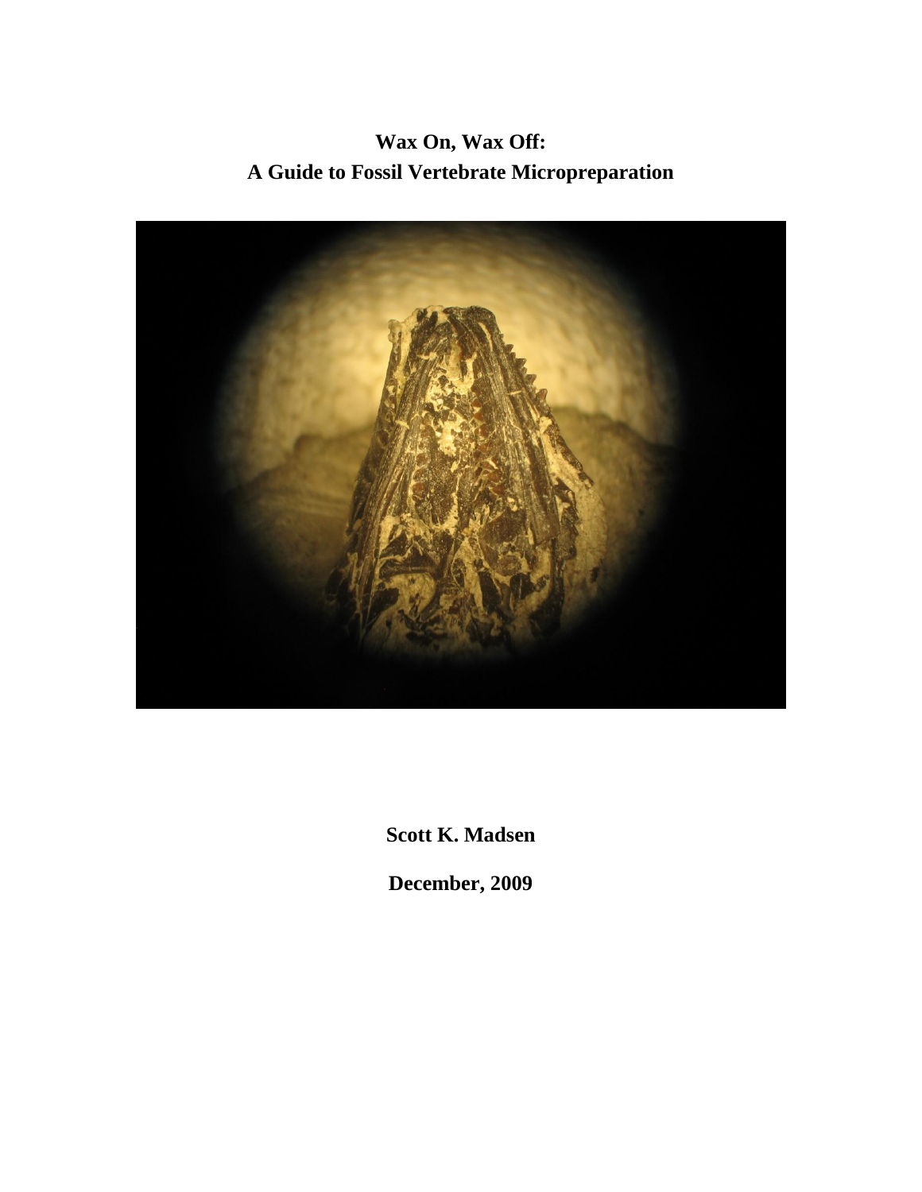# Wax On, Wax Off:
# A Guide to Fossil Vertebrate Micropreparation

**Scott K. Madsen**

**December, 2009**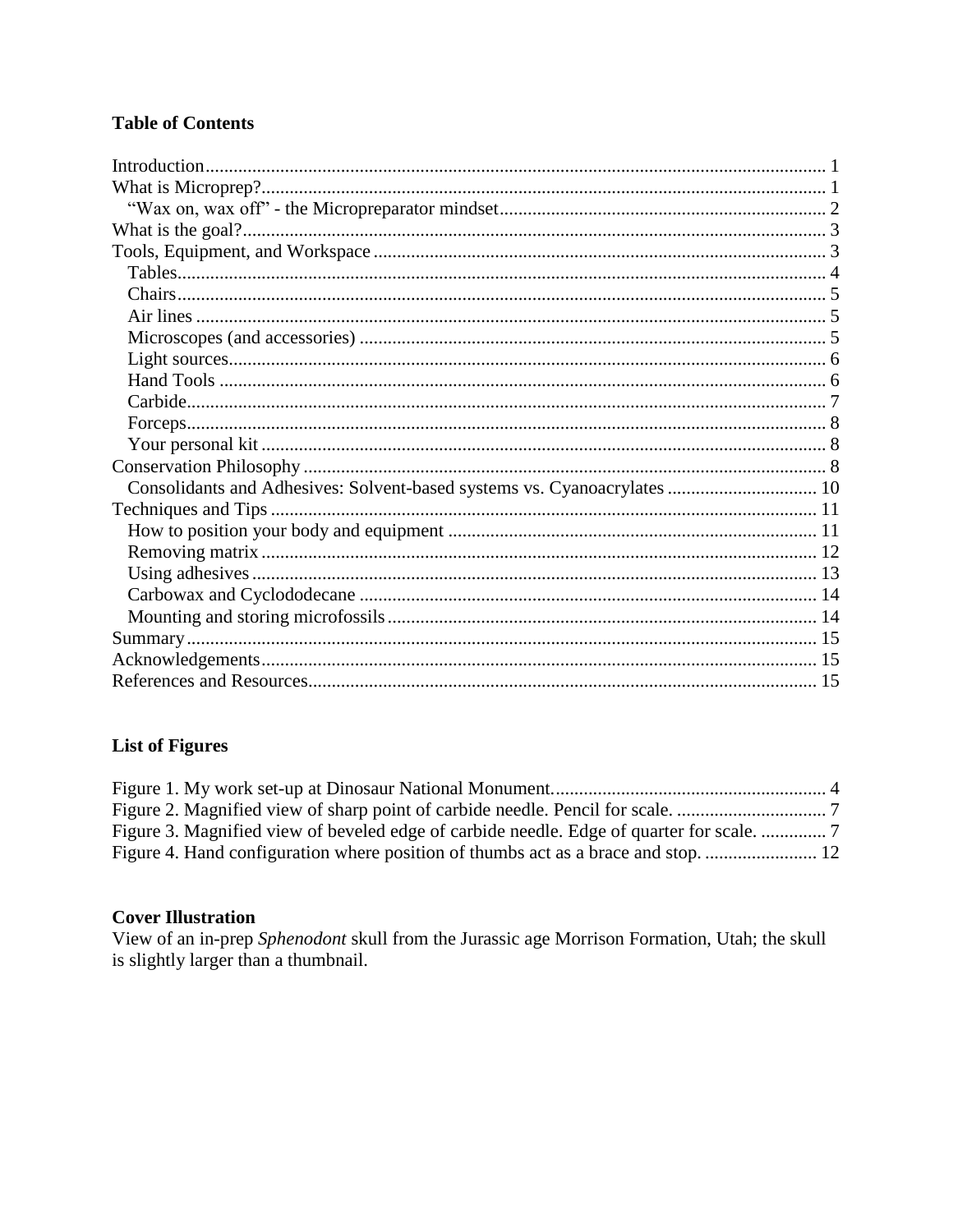**Table of Contents**

Introduction .... 1
What is Microprep? .... 1
  "Wax on, wax off" - the Micropreparator mindset .... 2
What is the goal? .... 3
Tools, Equipment, and Workspace .... 3
  Tables .... 4
  Chairs .... 5
  Air lines .... 5
  Microscopes (and accessories) .... 5
  Light sources .... 6
  Hand Tools .... 6
  Carbide .... 7
  Forceps .... 8
  Your personal kit .... 8
Conservation Philosophy .... 8
  Consolidants and Adhesives: Solvent-based systems vs. Cyanoacrylates .... 10
Techniques and Tips .... 11
  How to position your body and equipment .... 11
  Removing matrix .... 12
  Using adhesives .... 13
  Carbowax and Cyclododecane .... 14
  Mounting and storing microfossils .... 14
Summary .... 15
Acknowledgements .... 15
References and Resources .... 15

**List of Figures**

Figure 1. My work set-up at Dinosaur National Monument. .... 4
Figure 2. Magnified view of sharp point of carbide needle. Pencil for scale. .... 7
Figure 3. Magnified view of beveled edge of carbide needle. Edge of quarter for scale. .... 7
Figure 4. Hand configuration where position of thumbs act as a brace and stop. .... 12

**Cover Illustration**

View of an in-prep *Sphenodont* skull from the Jurassic age Morrison Formation, Utah; the skull is slightly larger than a thumbnail.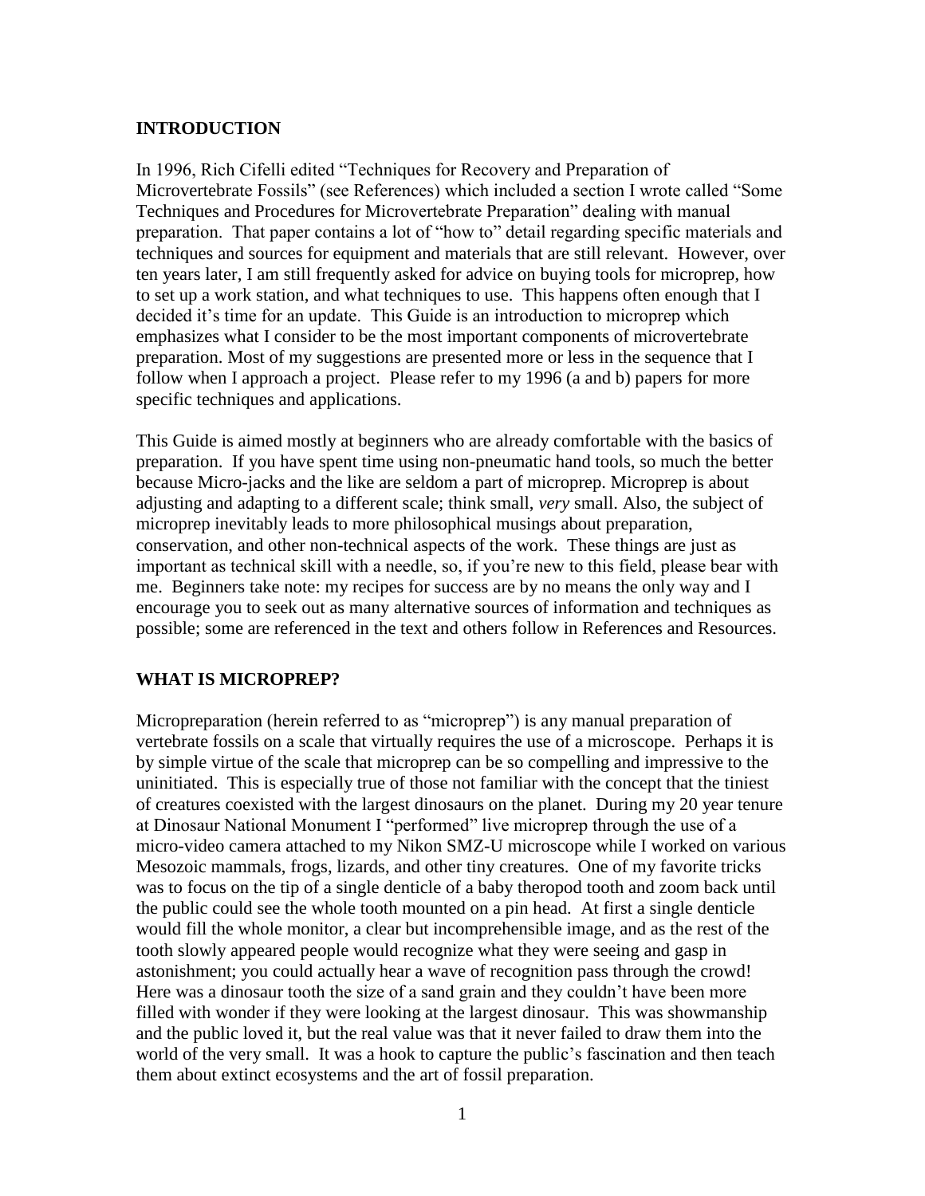## INTRODUCTION

In 1996, Rich Cifelli edited "Techniques for Recovery and Preparation of Microvertebrate Fossils" (see References) which included a section I wrote called "Some Techniques and Procedures for Microvertebrate Preparation" dealing with manual preparation. That paper contains a lot of "how to" detail regarding specific materials and techniques and sources for equipment and materials that are still relevant. However, over ten years later, I am still frequently asked for advice on buying tools for microprep, how to set up a work station, and what techniques to use. This happens often enough that I decided it's time for an update. This Guide is an introduction to microprep which emphasizes what I consider to be the most important components of microvertebrate preparation. Most of my suggestions are presented more or less in the sequence that I follow when I approach a project. Please refer to my 1996 (a and b) papers for more specific techniques and applications.

This Guide is aimed mostly at beginners who are already comfortable with the basics of preparation. If you have spent time using non-pneumatic hand tools, so much the better because Micro-jacks and the like are seldom a part of microprep. Microprep is about adjusting and adapting to a different scale; think small, *very* small. Also, the subject of microprep inevitably leads to more philosophical musings about preparation, conservation, and other non-technical aspects of the work. These things are just as important as technical skill with a needle, so, if you're new to this field, please bear with me. Beginners take note: my recipes for success are by no means the only way and I encourage you to seek out as many alternative sources of information and techniques as possible; some are referenced in the text and others follow in References and Resources.

## WHAT IS MICROPREP?

Micropreparation (herein referred to as "microprep") is any manual preparation of vertebrate fossils on a scale that virtually requires the use of a microscope. Perhaps it is by simple virtue of the scale that microprep can be so compelling and impressive to the uninitiated. This is especially true of those not familiar with the concept that the tiniest of creatures coexisted with the largest dinosaurs on the planet. During my 20 year tenure at Dinosaur National Monument I "performed" live microprep through the use of a micro-video camera attached to my Nikon SMZ-U microscope while I worked on various Mesozoic mammals, frogs, lizards, and other tiny creatures. One of my favorite tricks was to focus on the tip of a single denticle of a baby theropod tooth and zoom back until the public could see the whole tooth mounted on a pin head. At first a single denticle would fill the whole monitor, a clear but incomprehensible image, and as the rest of the tooth slowly appeared people would recognize what they were seeing and gasp in astonishment; you could actually hear a wave of recognition pass through the crowd! Here was a dinosaur tooth the size of a sand grain and they couldn't have been more filled with wonder if they were looking at the largest dinosaur. This was showmanship and the public loved it, but the real value was that it never failed to draw them into the world of the very small. It was a hook to capture the public's fascination and then teach them about extinct ecosystems and the art of fossil preparation.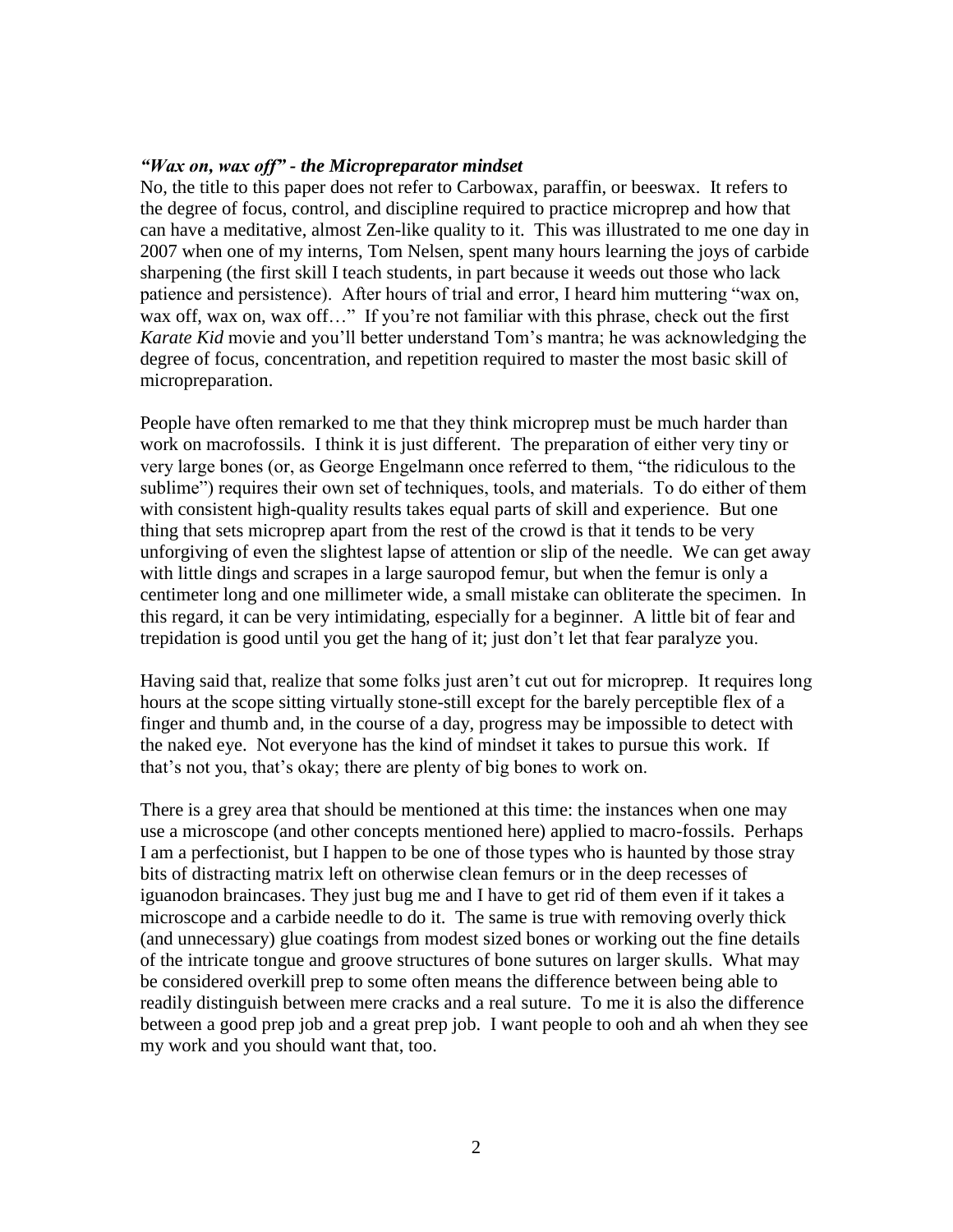***"Wax on, wax off" - the Micropreparator mindset***

No, the title to this paper does not refer to Carbowax, paraffin, or beeswax. It refers to the degree of focus, control, and discipline required to practice microprep and how that can have a meditative, almost Zen-like quality to it. This was illustrated to me one day in 2007 when one of my interns, Tom Nelsen, spent many hours learning the joys of carbide sharpening (the first skill I teach students, in part because it weeds out those who lack patience and persistence). After hours of trial and error, I heard him muttering "wax on, wax off, wax on, wax off…" If you're not familiar with this phrase, check out the first *Karate Kid* movie and you'll better understand Tom's mantra; he was acknowledging the degree of focus, concentration, and repetition required to master the most basic skill of micropreparation.

People have often remarked to me that they think microprep must be much harder than work on macrofossils. I think it is just different. The preparation of either very tiny or very large bones (or, as George Engelmann once referred to them, "the ridiculous to the sublime") requires their own set of techniques, tools, and materials. To do either of them with consistent high-quality results takes equal parts of skill and experience. But one thing that sets microprep apart from the rest of the crowd is that it tends to be very unforgiving of even the slightest lapse of attention or slip of the needle. We can get away with little dings and scrapes in a large sauropod femur, but when the femur is only a centimeter long and one millimeter wide, a small mistake can obliterate the specimen. In this regard, it can be very intimidating, especially for a beginner. A little bit of fear and trepidation is good until you get the hang of it; just don't let that fear paralyze you.

Having said that, realize that some folks just aren't cut out for microprep. It requires long hours at the scope sitting virtually stone-still except for the barely perceptible flex of a finger and thumb and, in the course of a day, progress may be impossible to detect with the naked eye. Not everyone has the kind of mindset it takes to pursue this work. If that's not you, that's okay; there are plenty of big bones to work on.

There is a grey area that should be mentioned at this time: the instances when one may use a microscope (and other concepts mentioned here) applied to macro-fossils. Perhaps I am a perfectionist, but I happen to be one of those types who is haunted by those stray bits of distracting matrix left on otherwise clean femurs or in the deep recesses of iguanodon braincases. They just bug me and I have to get rid of them even if it takes a microscope and a carbide needle to do it. The same is true with removing overly thick (and unnecessary) glue coatings from modest sized bones or working out the fine details of the intricate tongue and groove structures of bone sutures on larger skulls. What may be considered overkill prep to some often means the difference between being able to readily distinguish between mere cracks and a real suture. To me it is also the difference between a good prep job and a great prep job. I want people to ooh and ah when they see my work and you should want that, too.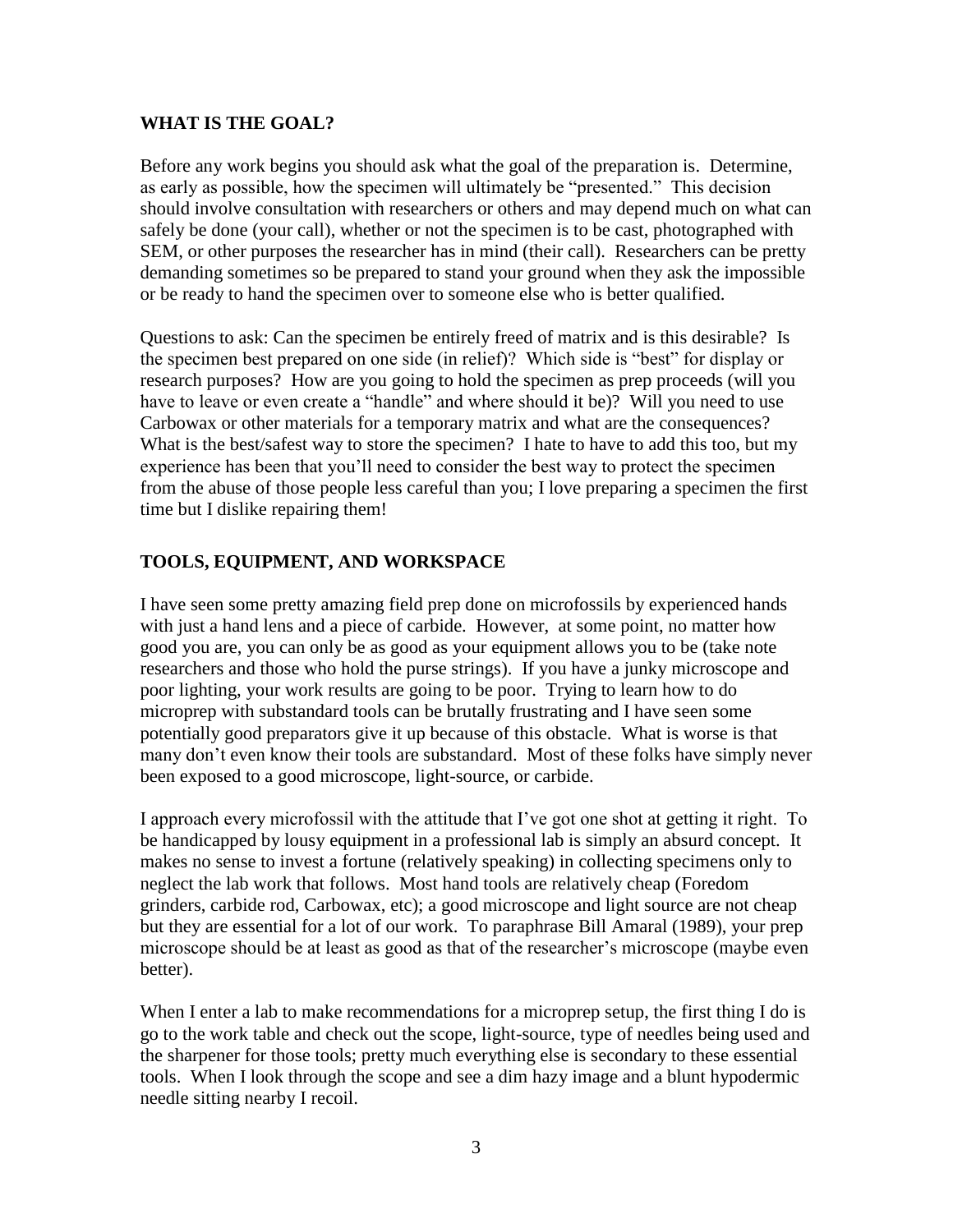## WHAT IS THE GOAL?

Before any work begins you should ask what the goal of the preparation is. Determine, as early as possible, how the specimen will ultimately be "presented." This decision should involve consultation with researchers or others and may depend much on what can safely be done (your call), whether or not the specimen is to be cast, photographed with SEM, or other purposes the researcher has in mind (their call). Researchers can be pretty demanding sometimes so be prepared to stand your ground when they ask the impossible or be ready to hand the specimen over to someone else who is better qualified.

Questions to ask: Can the specimen be entirely freed of matrix and is this desirable? Is the specimen best prepared on one side (in relief)? Which side is "best" for display or research purposes? How are you going to hold the specimen as prep proceeds (will you have to leave or even create a "handle" and where should it be)? Will you need to use Carbowax or other materials for a temporary matrix and what are the consequences? What is the best/safest way to store the specimen? I hate to have to add this too, but my experience has been that you'll need to consider the best way to protect the specimen from the abuse of those people less careful than you; I love preparing a specimen the first time but I dislike repairing them!

## TOOLS, EQUIPMENT, AND WORKSPACE

I have seen some pretty amazing field prep done on microfossils by experienced hands with just a hand lens and a piece of carbide. However, at some point, no matter how good you are, you can only be as good as your equipment allows you to be (take note researchers and those who hold the purse strings). If you have a junky microscope and poor lighting, your work results are going to be poor. Trying to learn how to do microprep with substandard tools can be brutally frustrating and I have seen some potentially good preparators give it up because of this obstacle. What is worse is that many don't even know their tools are substandard. Most of these folks have simply never been exposed to a good microscope, light-source, or carbide.

I approach every microfossil with the attitude that I've got one shot at getting it right. To be handicapped by lousy equipment in a professional lab is simply an absurd concept. It makes no sense to invest a fortune (relatively speaking) in collecting specimens only to neglect the lab work that follows. Most hand tools are relatively cheap (Foredom grinders, carbide rod, Carbowax, etc); a good microscope and light source are not cheap but they are essential for a lot of our work. To paraphrase Bill Amaral (1989), your prep microscope should be at least as good as that of the researcher's microscope (maybe even better).

When I enter a lab to make recommendations for a microprep setup, the first thing I do is go to the work table and check out the scope, light-source, type of needles being used and the sharpener for those tools; pretty much everything else is secondary to these essential tools. When I look through the scope and see a dim hazy image and a blunt hypodermic needle sitting nearby I recoil.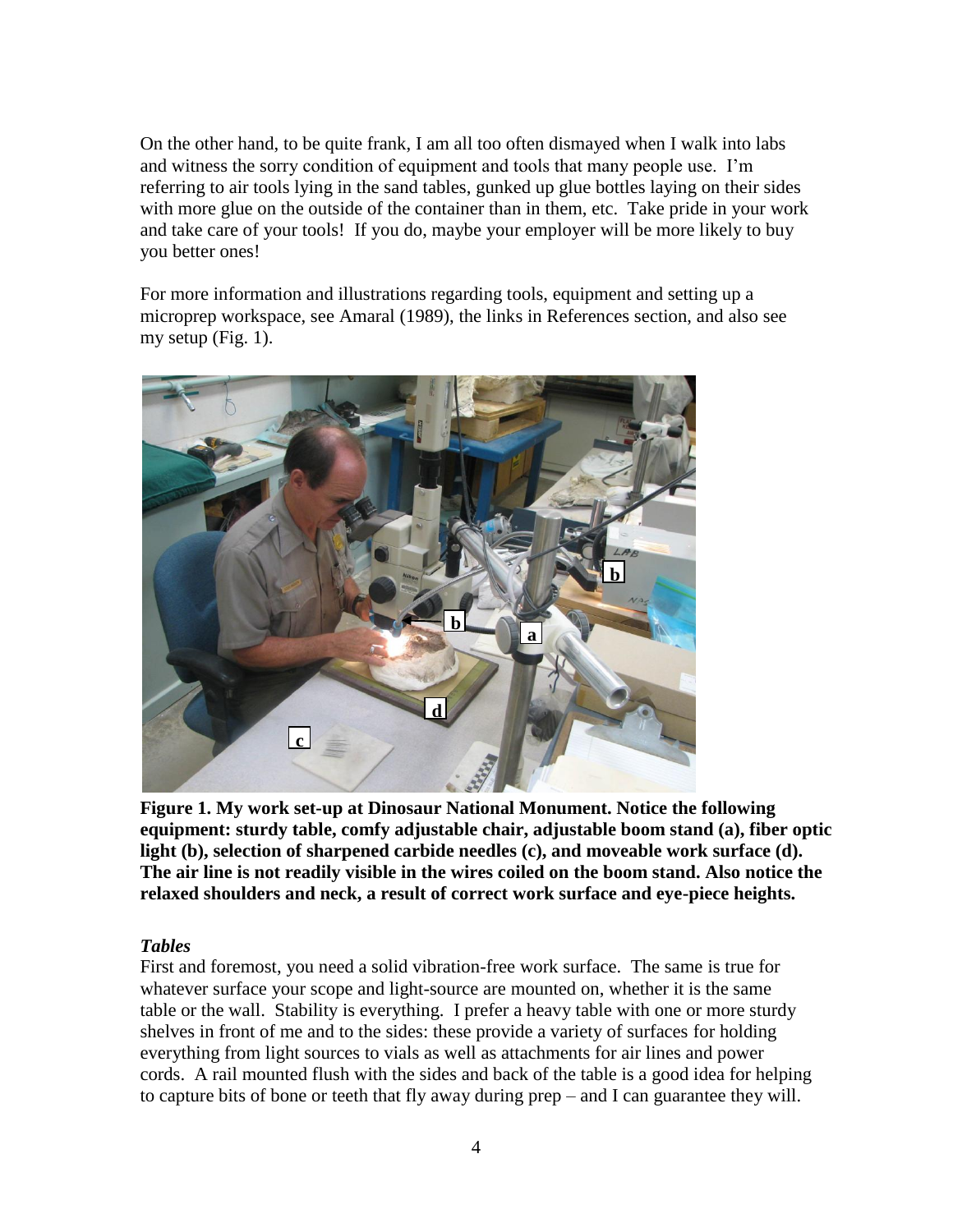On the other hand, to be quite frank, I am all too often dismayed when I walk into labs and witness the sorry condition of equipment and tools that many people use. I'm referring to air tools lying in the sand tables, gunked up glue bottles laying on their sides with more glue on the outside of the container than in them, etc. Take pride in your work and take care of your tools! If you do, maybe your employer will be more likely to buy you better ones!

For more information and illustrations regarding tools, equipment and setting up a microprep workspace, see Amaral (1989), the links in References section, and also see my setup (Fig. 1).

**Figure 1. My work set-up at Dinosaur National Monument. Notice the following equipment: sturdy table, comfy adjustable chair, adjustable boom stand (a), fiber optic light (b), selection of sharpened carbide needles (c), and moveable work surface (d). The air line is not readily visible in the wires coiled on the boom stand. Also notice the relaxed shoulders and neck, a result of correct work surface and eye-piece heights.**

***Tables***

First and foremost, you need a solid vibration-free work surface. The same is true for whatever surface your scope and light-source are mounted on, whether it is the same table or the wall. Stability is everything. I prefer a heavy table with one or more sturdy shelves in front of me and to the sides: these provide a variety of surfaces for holding everything from light sources to vials as well as attachments for air lines and power cords. A rail mounted flush with the sides and back of the table is a good idea for helping to capture bits of bone or teeth that fly away during prep – and I can guarantee they will.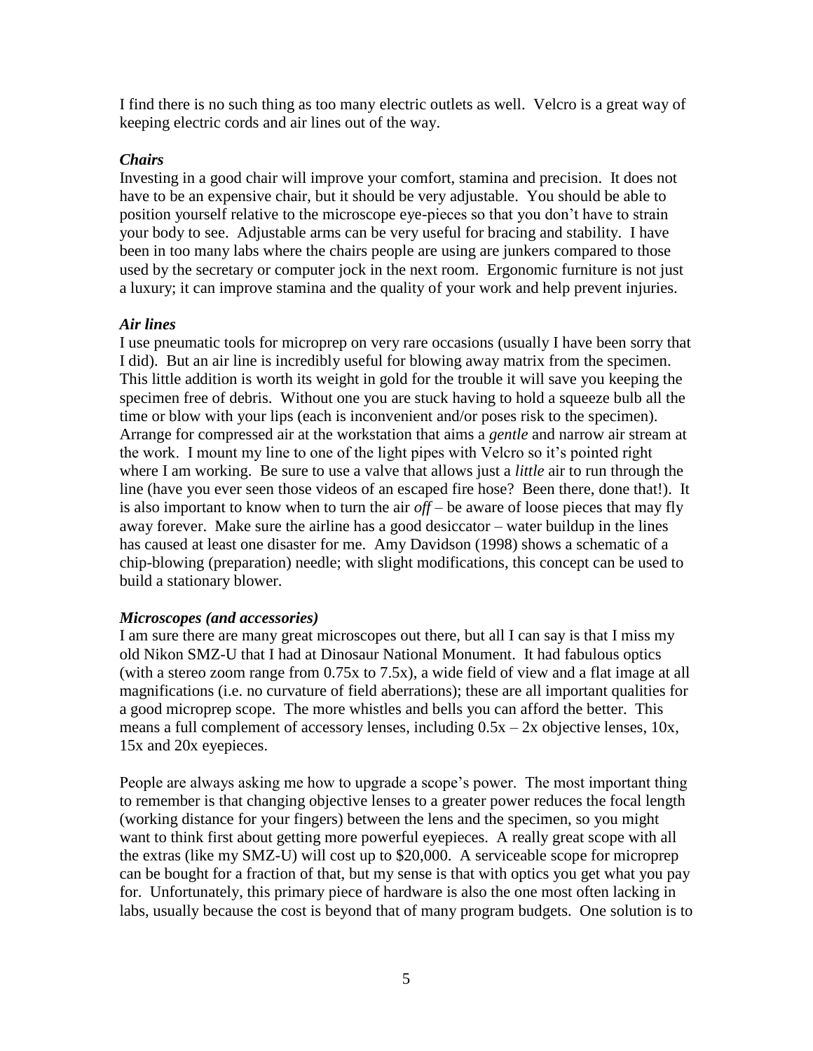I find there is no such thing as too many electric outlets as well. Velcro is a great way of keeping electric cords and air lines out of the way.

### *Chairs*

Investing in a good chair will improve your comfort, stamina and precision. It does not have to be an expensive chair, but it should be very adjustable. You should be able to position yourself relative to the microscope eye-pieces so that you don't have to strain your body to see. Adjustable arms can be very useful for bracing and stability. I have been in too many labs where the chairs people are using are junkers compared to those used by the secretary or computer jock in the next room. Ergonomic furniture is not just a luxury; it can improve stamina and the quality of your work and help prevent injuries.

### *Air lines*

I use pneumatic tools for microprep on very rare occasions (usually I have been sorry that I did). But an air line is incredibly useful for blowing away matrix from the specimen. This little addition is worth its weight in gold for the trouble it will save you keeping the specimen free of debris. Without one you are stuck having to hold a squeeze bulb all the time or blow with your lips (each is inconvenient and/or poses risk to the specimen). Arrange for compressed air at the workstation that aims a *gentle* and narrow air stream at the work. I mount my line to one of the light pipes with Velcro so it's pointed right where I am working. Be sure to use a valve that allows just a *little* air to run through the line (have you ever seen those videos of an escaped fire hose? Been there, done that!). It is also important to know when to turn the air *off* – be aware of loose pieces that may fly away forever. Make sure the airline has a good desiccator – water buildup in the lines has caused at least one disaster for me. Amy Davidson (1998) shows a schematic of a chip-blowing (preparation) needle; with slight modifications, this concept can be used to build a stationary blower.

### *Microscopes (and accessories)*

I am sure there are many great microscopes out there, but all I can say is that I miss my old Nikon SMZ-U that I had at Dinosaur National Monument. It had fabulous optics (with a stereo zoom range from 0.75x to 7.5x), a wide field of view and a flat image at all magnifications (i.e. no curvature of field aberrations); these are all important qualities for a good microprep scope. The more whistles and bells you can afford the better. This means a full complement of accessory lenses, including 0.5x – 2x objective lenses, 10x, 15x and 20x eyepieces.

People are always asking me how to upgrade a scope's power. The most important thing to remember is that changing objective lenses to a greater power reduces the focal length (working distance for your fingers) between the lens and the specimen, so you might want to think first about getting more powerful eyepieces. A really great scope with all the extras (like my SMZ-U) will cost up to $20,000. A serviceable scope for microprep can be bought for a fraction of that, but my sense is that with optics you get what you pay for. Unfortunately, this primary piece of hardware is also the one most often lacking in labs, usually because the cost is beyond that of many program budgets. One solution is to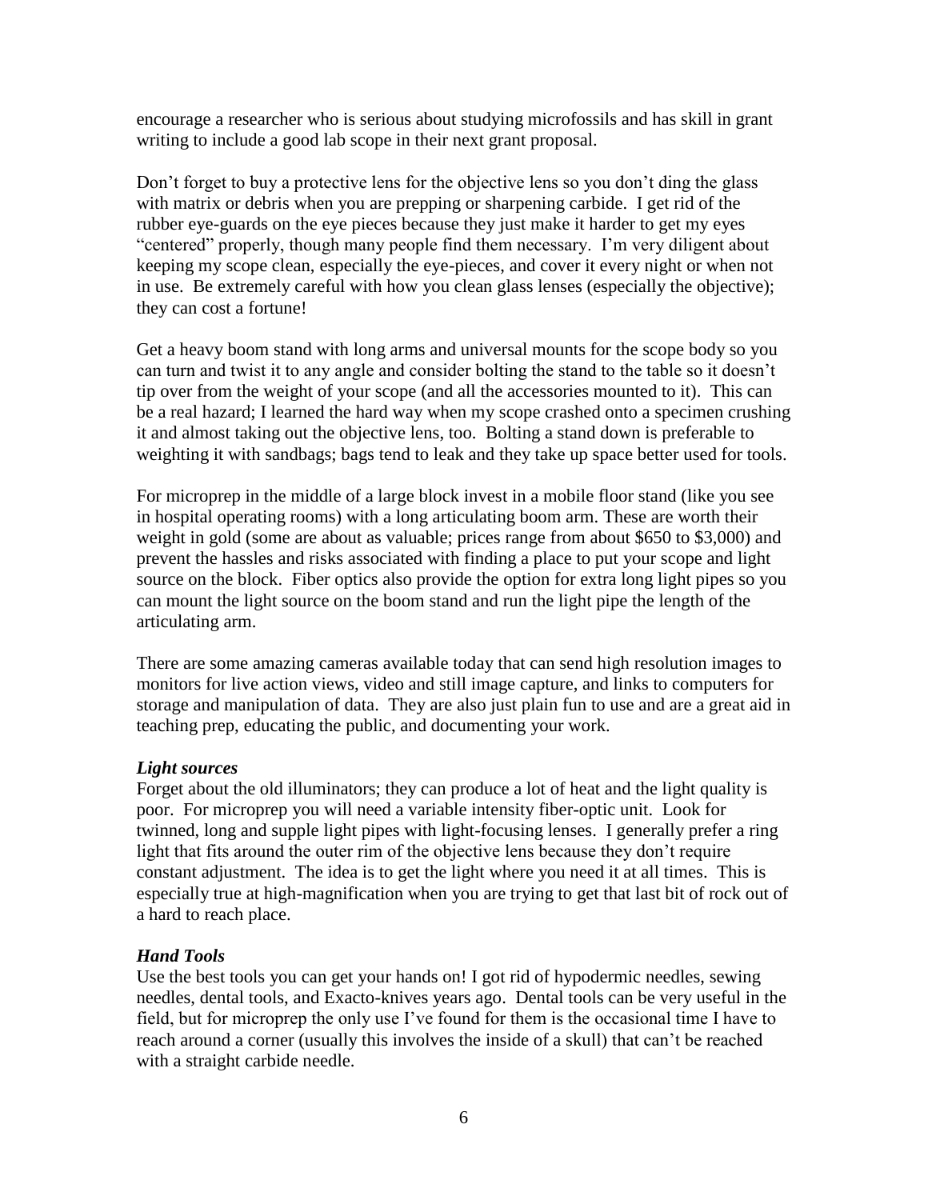encourage a researcher who is serious about studying microfossils and has skill in grant writing to include a good lab scope in their next grant proposal.

Don't forget to buy a protective lens for the objective lens so you don't ding the glass with matrix or debris when you are prepping or sharpening carbide. I get rid of the rubber eye-guards on the eye pieces because they just make it harder to get my eyes "centered" properly, though many people find them necessary. I'm very diligent about keeping my scope clean, especially the eye-pieces, and cover it every night or when not in use. Be extremely careful with how you clean glass lenses (especially the objective); they can cost a fortune!

Get a heavy boom stand with long arms and universal mounts for the scope body so you can turn and twist it to any angle and consider bolting the stand to the table so it doesn't tip over from the weight of your scope (and all the accessories mounted to it). This can be a real hazard; I learned the hard way when my scope crashed onto a specimen crushing it and almost taking out the objective lens, too. Bolting a stand down is preferable to weighting it with sandbags; bags tend to leak and they take up space better used for tools.

For microprep in the middle of a large block invest in a mobile floor stand (like you see in hospital operating rooms) with a long articulating boom arm. These are worth their weight in gold (some are about as valuable; prices range from about $650 to $3,000) and prevent the hassles and risks associated with finding a place to put your scope and light source on the block. Fiber optics also provide the option for extra long light pipes so you can mount the light source on the boom stand and run the light pipe the length of the articulating arm.

There are some amazing cameras available today that can send high resolution images to monitors for live action views, video and still image capture, and links to computers for storage and manipulation of data. They are also just plain fun to use and are a great aid in teaching prep, educating the public, and documenting your work.

### *Light sources*

Forget about the old illuminators; they can produce a lot of heat and the light quality is poor. For microprep you will need a variable intensity fiber-optic unit. Look for twinned, long and supple light pipes with light-focusing lenses. I generally prefer a ring light that fits around the outer rim of the objective lens because they don't require constant adjustment. The idea is to get the light where you need it at all times. This is especially true at high-magnification when you are trying to get that last bit of rock out of a hard to reach place.

### *Hand Tools*

Use the best tools you can get your hands on! I got rid of hypodermic needles, sewing needles, dental tools, and Exacto-knives years ago. Dental tools can be very useful in the field, but for microprep the only use I've found for them is the occasional time I have to reach around a corner (usually this involves the inside of a skull) that can't be reached with a straight carbide needle.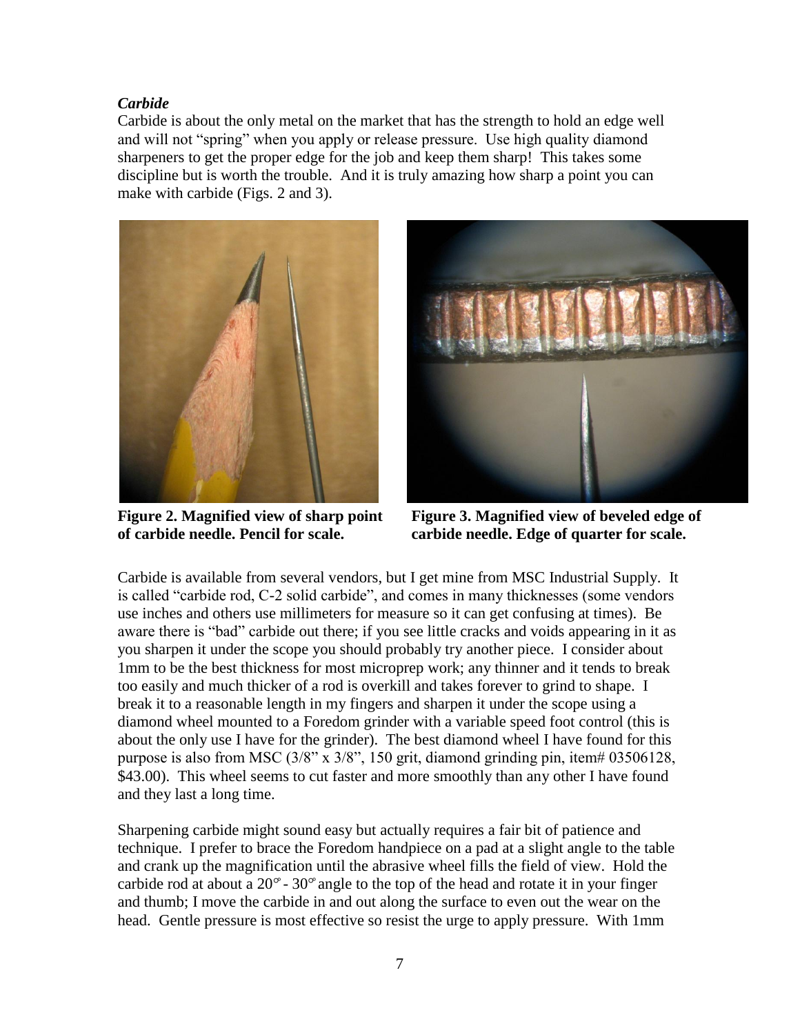### *Carbide*

Carbide is about the only metal on the market that has the strength to hold an edge well and will not "spring" when you apply or release pressure. Use high quality diamond sharpeners to get the proper edge for the job and keep them sharp! This takes some discipline but is worth the trouble. And it is truly amazing how sharp a point you can make with carbide (Figs. 2 and 3).

**Figure 2. Magnified view of sharp point of carbide needle. Pencil for scale.**

**Figure 3. Magnified view of beveled edge of carbide needle. Edge of quarter for scale.**

Carbide is available from several vendors, but I get mine from MSC Industrial Supply. It is called "carbide rod, C-2 solid carbide", and comes in many thicknesses (some vendors use inches and others use millimeters for measure so it can get confusing at times). Be aware there is "bad" carbide out there; if you see little cracks and voids appearing in it as you sharpen it under the scope you should probably try another piece. I consider about 1mm to be the best thickness for most microprep work; any thinner and it tends to break too easily and much thicker of a rod is overkill and takes forever to grind to shape. I break it to a reasonable length in my fingers and sharpen it under the scope using a diamond wheel mounted to a Foredom grinder with a variable speed foot control (this is about the only use I have for the grinder). The best diamond wheel I have found for this purpose is also from MSC (3/8" x 3/8", 150 grit, diamond grinding pin, item# 03506128, $43.00). This wheel seems to cut faster and more smoothly than any other I have found and they last a long time.

Sharpening carbide might sound easy but actually requires a fair bit of patience and technique. I prefer to brace the Foredom handpiece on a pad at a slight angle to the table and crank up the magnification until the abrasive wheel fills the field of view. Hold the carbide rod at about a 20° - 30° angle to the top of the head and rotate it in your finger and thumb; I move the carbide in and out along the surface to even out the wear on the head. Gentle pressure is most effective so resist the urge to apply pressure. With 1mm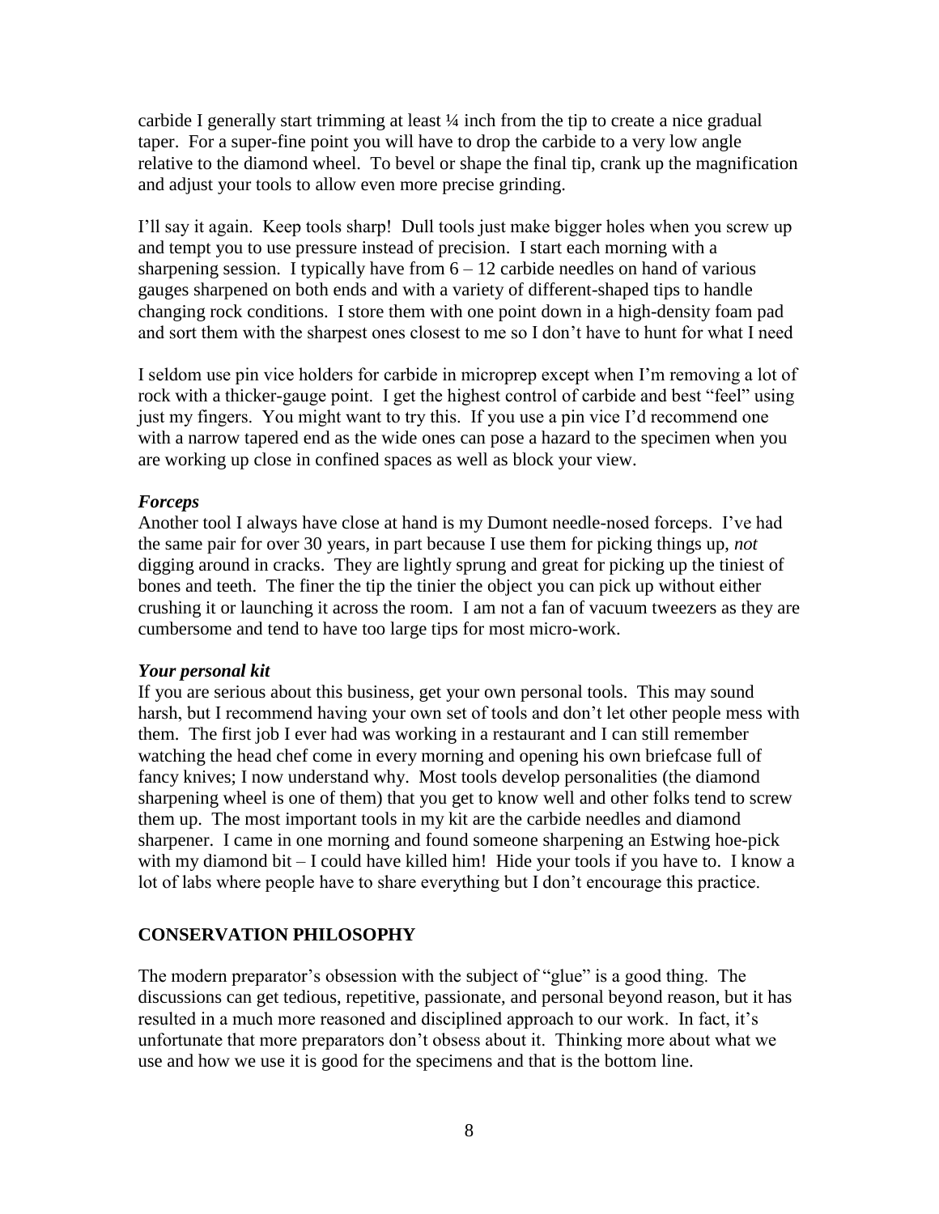carbide I generally start trimming at least ¼ inch from the tip to create a nice gradual taper. For a super-fine point you will have to drop the carbide to a very low angle relative to the diamond wheel. To bevel or shape the final tip, crank up the magnification and adjust your tools to allow even more precise grinding.

I'll say it again. Keep tools sharp! Dull tools just make bigger holes when you screw up and tempt you to use pressure instead of precision. I start each morning with a sharpening session. I typically have from 6 – 12 carbide needles on hand of various gauges sharpened on both ends and with a variety of different-shaped tips to handle changing rock conditions. I store them with one point down in a high-density foam pad and sort them with the sharpest ones closest to me so I don't have to hunt for what I need

I seldom use pin vice holders for carbide in microprep except when I'm removing a lot of rock with a thicker-gauge point. I get the highest control of carbide and best "feel" using just my fingers. You might want to try this. If you use a pin vice I'd recommend one with a narrow tapered end as the wide ones can pose a hazard to the specimen when you are working up close in confined spaces as well as block your view.

***Forceps***

Another tool I always have close at hand is my Dumont needle-nosed forceps. I've had the same pair for over 30 years, in part because I use them for picking things up, *not* digging around in cracks. They are lightly sprung and great for picking up the tiniest of bones and teeth. The finer the tip the tinier the object you can pick up without either crushing it or launching it across the room. I am not a fan of vacuum tweezers as they are cumbersome and tend to have too large tips for most micro-work.

***Your personal kit***

If you are serious about this business, get your own personal tools. This may sound harsh, but I recommend having your own set of tools and don't let other people mess with them. The first job I ever had was working in a restaurant and I can still remember watching the head chef come in every morning and opening his own briefcase full of fancy knives; I now understand why. Most tools develop personalities (the diamond sharpening wheel is one of them) that you get to know well and other folks tend to screw them up. The most important tools in my kit are the carbide needles and diamond sharpener. I came in one morning and found someone sharpening an Estwing hoe-pick with my diamond bit – I could have killed him! Hide your tools if you have to. I know a lot of labs where people have to share everything but I don't encourage this practice.

## CONSERVATION PHILOSOPHY

The modern preparator's obsession with the subject of "glue" is a good thing. The discussions can get tedious, repetitive, passionate, and personal beyond reason, but it has resulted in a much more reasoned and disciplined approach to our work. In fact, it's unfortunate that more preparators don't obsess about it. Thinking more about what we use and how we use it is good for the specimens and that is the bottom line.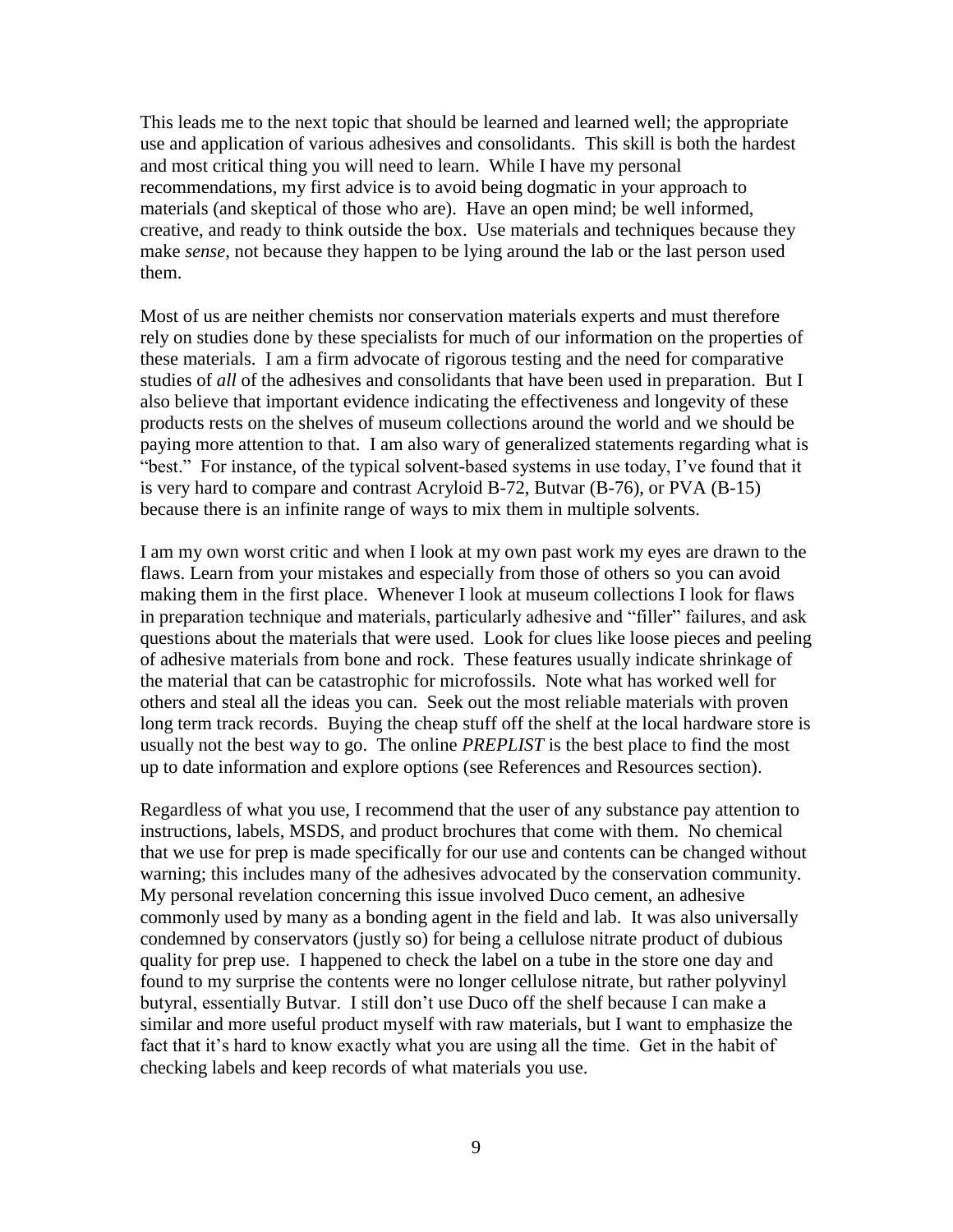This leads me to the next topic that should be learned and learned well; the appropriate use and application of various adhesives and consolidants. This skill is both the hardest and most critical thing you will need to learn. While I have my personal recommendations, my first advice is to avoid being dogmatic in your approach to materials (and skeptical of those who are). Have an open mind; be well informed, creative, and ready to think outside the box. Use materials and techniques because they make *sense*, not because they happen to be lying around the lab or the last person used them.

Most of us are neither chemists nor conservation materials experts and must therefore rely on studies done by these specialists for much of our information on the properties of these materials. I am a firm advocate of rigorous testing and the need for comparative studies of *all* of the adhesives and consolidants that have been used in preparation. But I also believe that important evidence indicating the effectiveness and longevity of these products rests on the shelves of museum collections around the world and we should be paying more attention to that. I am also wary of generalized statements regarding what is "best." For instance, of the typical solvent-based systems in use today, I've found that it is very hard to compare and contrast Acryloid B-72, Butvar (B-76), or PVA (B-15) because there is an infinite range of ways to mix them in multiple solvents.

I am my own worst critic and when I look at my own past work my eyes are drawn to the flaws. Learn from your mistakes and especially from those of others so you can avoid making them in the first place. Whenever I look at museum collections I look for flaws in preparation technique and materials, particularly adhesive and "filler" failures, and ask questions about the materials that were used. Look for clues like loose pieces and peeling of adhesive materials from bone and rock. These features usually indicate shrinkage of the material that can be catastrophic for microfossils. Note what has worked well for others and steal all the ideas you can. Seek out the most reliable materials with proven long term track records. Buying the cheap stuff off the shelf at the local hardware store is usually not the best way to go. The online *PREPLIST* is the best place to find the most up to date information and explore options (see References and Resources section).

Regardless of what you use, I recommend that the user of any substance pay attention to instructions, labels, MSDS, and product brochures that come with them. No chemical that we use for prep is made specifically for our use and contents can be changed without warning; this includes many of the adhesives advocated by the conservation community. My personal revelation concerning this issue involved Duco cement, an adhesive commonly used by many as a bonding agent in the field and lab. It was also universally condemned by conservators (justly so) for being a cellulose nitrate product of dubious quality for prep use. I happened to check the label on a tube in the store one day and found to my surprise the contents were no longer cellulose nitrate, but rather polyvinyl butyral, essentially Butvar. I still don't use Duco off the shelf because I can make a similar and more useful product myself with raw materials, but I want to emphasize the fact that it's hard to know exactly what you are using all the time. Get in the habit of checking labels and keep records of what materials you use.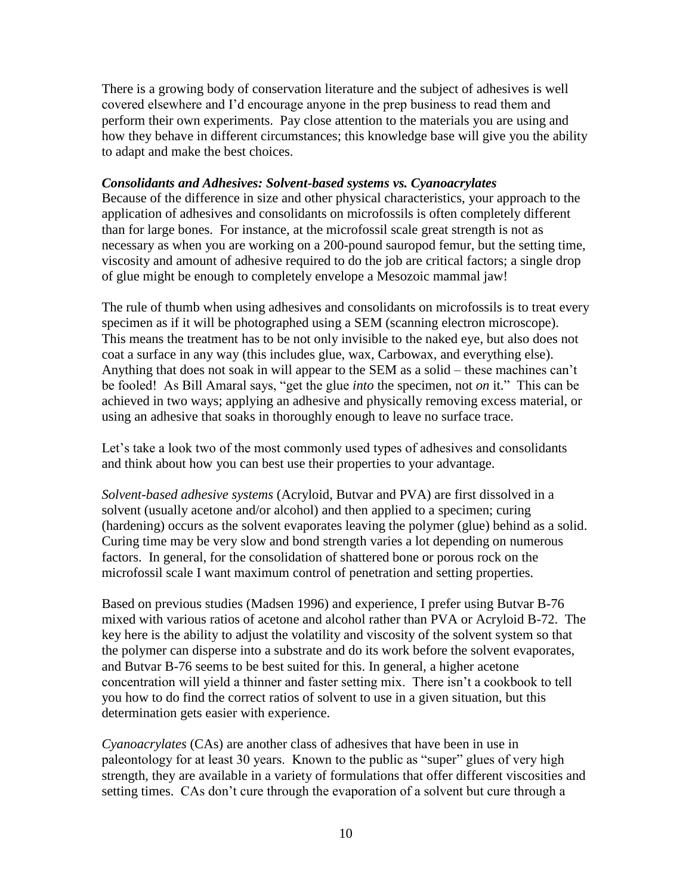There is a growing body of conservation literature and the subject of adhesives is well covered elsewhere and I'd encourage anyone in the prep business to read them and perform their own experiments. Pay close attention to the materials you are using and how they behave in different circumstances; this knowledge base will give you the ability to adapt and make the best choices.

***Consolidants and Adhesives: Solvent-based systems vs. Cyanoacrylates***

Because of the difference in size and other physical characteristics, your approach to the application of adhesives and consolidants on microfossils is often completely different than for large bones. For instance, at the microfossil scale great strength is not as necessary as when you are working on a 200-pound sauropod femur, but the setting time, viscosity and amount of adhesive required to do the job are critical factors; a single drop of glue might be enough to completely envelope a Mesozoic mammal jaw!

The rule of thumb when using adhesives and consolidants on microfossils is to treat every specimen as if it will be photographed using a SEM (scanning electron microscope). This means the treatment has to be not only invisible to the naked eye, but also does not coat a surface in any way (this includes glue, wax, Carbowax, and everything else). Anything that does not soak in will appear to the SEM as a solid – these machines can't be fooled! As Bill Amaral says, "get the glue *into* the specimen, not *on* it." This can be achieved in two ways; applying an adhesive and physically removing excess material, or using an adhesive that soaks in thoroughly enough to leave no surface trace.

Let's take a look two of the most commonly used types of adhesives and consolidants and think about how you can best use their properties to your advantage.

*Solvent-based adhesive systems* (Acryloid, Butvar and PVA) are first dissolved in a solvent (usually acetone and/or alcohol) and then applied to a specimen; curing (hardening) occurs as the solvent evaporates leaving the polymer (glue) behind as a solid. Curing time may be very slow and bond strength varies a lot depending on numerous factors. In general, for the consolidation of shattered bone or porous rock on the microfossil scale I want maximum control of penetration and setting properties.

Based on previous studies (Madsen 1996) and experience, I prefer using Butvar B-76 mixed with various ratios of acetone and alcohol rather than PVA or Acryloid B-72. The key here is the ability to adjust the volatility and viscosity of the solvent system so that the polymer can disperse into a substrate and do its work before the solvent evaporates, and Butvar B-76 seems to be best suited for this. In general, a higher acetone concentration will yield a thinner and faster setting mix. There isn't a cookbook to tell you how to do find the correct ratios of solvent to use in a given situation, but this determination gets easier with experience.

*Cyanoacrylates* (CAs) are another class of adhesives that have been in use in paleontology for at least 30 years. Known to the public as "super" glues of very high strength, they are available in a variety of formulations that offer different viscosities and setting times. CAs don't cure through the evaporation of a solvent but cure through a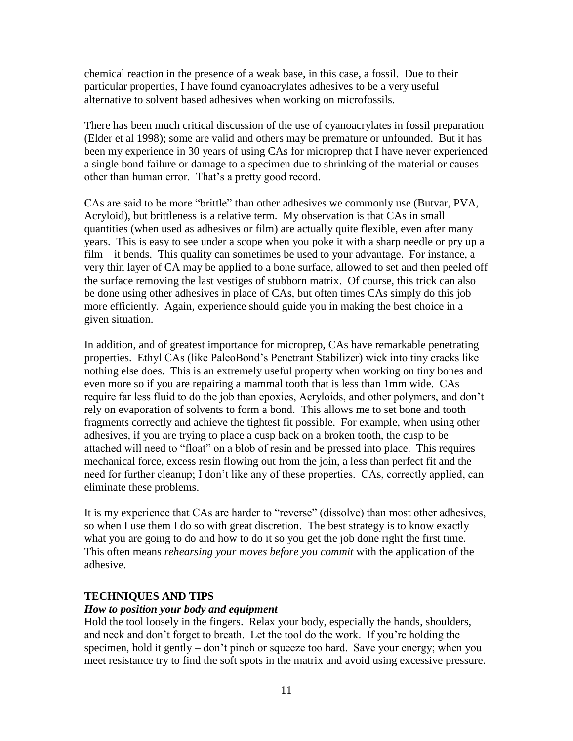chemical reaction in the presence of a weak base, in this case, a fossil. Due to their particular properties, I have found cyanoacrylates adhesives to be a very useful alternative to solvent based adhesives when working on microfossils.

There has been much critical discussion of the use of cyanoacrylates in fossil preparation (Elder et al 1998); some are valid and others may be premature or unfounded. But it has been my experience in 30 years of using CAs for microprep that I have never experienced a single bond failure or damage to a specimen due to shrinking of the material or causes other than human error. That's a pretty good record.

CAs are said to be more "brittle" than other adhesives we commonly use (Butvar, PVA, Acryloid), but brittleness is a relative term. My observation is that CAs in small quantities (when used as adhesives or film) are actually quite flexible, even after many years. This is easy to see under a scope when you poke it with a sharp needle or pry up a film – it bends. This quality can sometimes be used to your advantage. For instance, a very thin layer of CA may be applied to a bone surface, allowed to set and then peeled off the surface removing the last vestiges of stubborn matrix. Of course, this trick can also be done using other adhesives in place of CAs, but often times CAs simply do this job more efficiently. Again, experience should guide you in making the best choice in a given situation.

In addition, and of greatest importance for microprep, CAs have remarkable penetrating properties. Ethyl CAs (like PaleoBond's Penetrant Stabilizer) wick into tiny cracks like nothing else does. This is an extremely useful property when working on tiny bones and even more so if you are repairing a mammal tooth that is less than 1mm wide. CAs require far less fluid to do the job than epoxies, Acryloids, and other polymers, and don't rely on evaporation of solvents to form a bond. This allows me to set bone and tooth fragments correctly and achieve the tightest fit possible. For example, when using other adhesives, if you are trying to place a cusp back on a broken tooth, the cusp to be attached will need to "float" on a blob of resin and be pressed into place. This requires mechanical force, excess resin flowing out from the join, a less than perfect fit and the need for further cleanup; I don't like any of these properties. CAs, correctly applied, can eliminate these problems.

It is my experience that CAs are harder to "reverse" (dissolve) than most other adhesives, so when I use them I do so with great discretion. The best strategy is to know exactly what you are going to do and how to do it so you get the job done right the first time. This often means *rehearsing your moves before you commit* with the application of the adhesive.

## TECHNIQUES AND TIPS

### *How to position your body and equipment*

Hold the tool loosely in the fingers. Relax your body, especially the hands, shoulders, and neck and don't forget to breath. Let the tool do the work. If you're holding the specimen, hold it gently – don't pinch or squeeze too hard. Save your energy; when you meet resistance try to find the soft spots in the matrix and avoid using excessive pressure.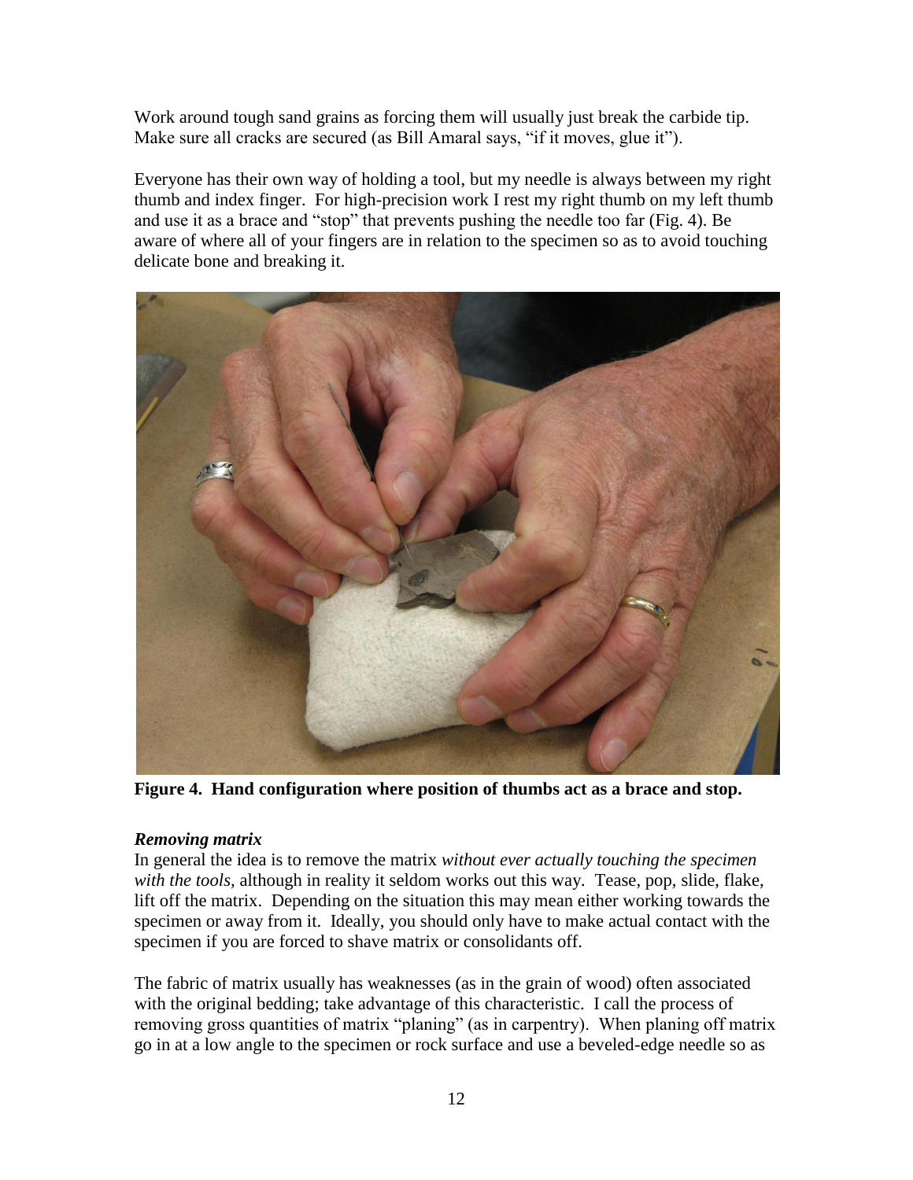Work around tough sand grains as forcing them will usually just break the carbide tip. Make sure all cracks are secured (as Bill Amaral says, "if it moves, glue it").

Everyone has their own way of holding a tool, but my needle is always between my right thumb and index finger. For high-precision work I rest my right thumb on my left thumb and use it as a brace and "stop" that prevents pushing the needle too far (Fig. 4). Be aware of where all of your fingers are in relation to the specimen so as to avoid touching delicate bone and breaking it.

**Figure 4. Hand configuration where position of thumbs act as a brace and stop.**

### *Removing matrix*

In general the idea is to remove the matrix *without ever actually touching the specimen with the tools,* although in reality it seldom works out this way. Tease, pop, slide, flake, lift off the matrix. Depending on the situation this may mean either working towards the specimen or away from it. Ideally, you should only have to make actual contact with the specimen if you are forced to shave matrix or consolidants off.

The fabric of matrix usually has weaknesses (as in the grain of wood) often associated with the original bedding; take advantage of this characteristic. I call the process of removing gross quantities of matrix "planing" (as in carpentry). When planing off matrix go in at a low angle to the specimen or rock surface and use a beveled-edge needle so as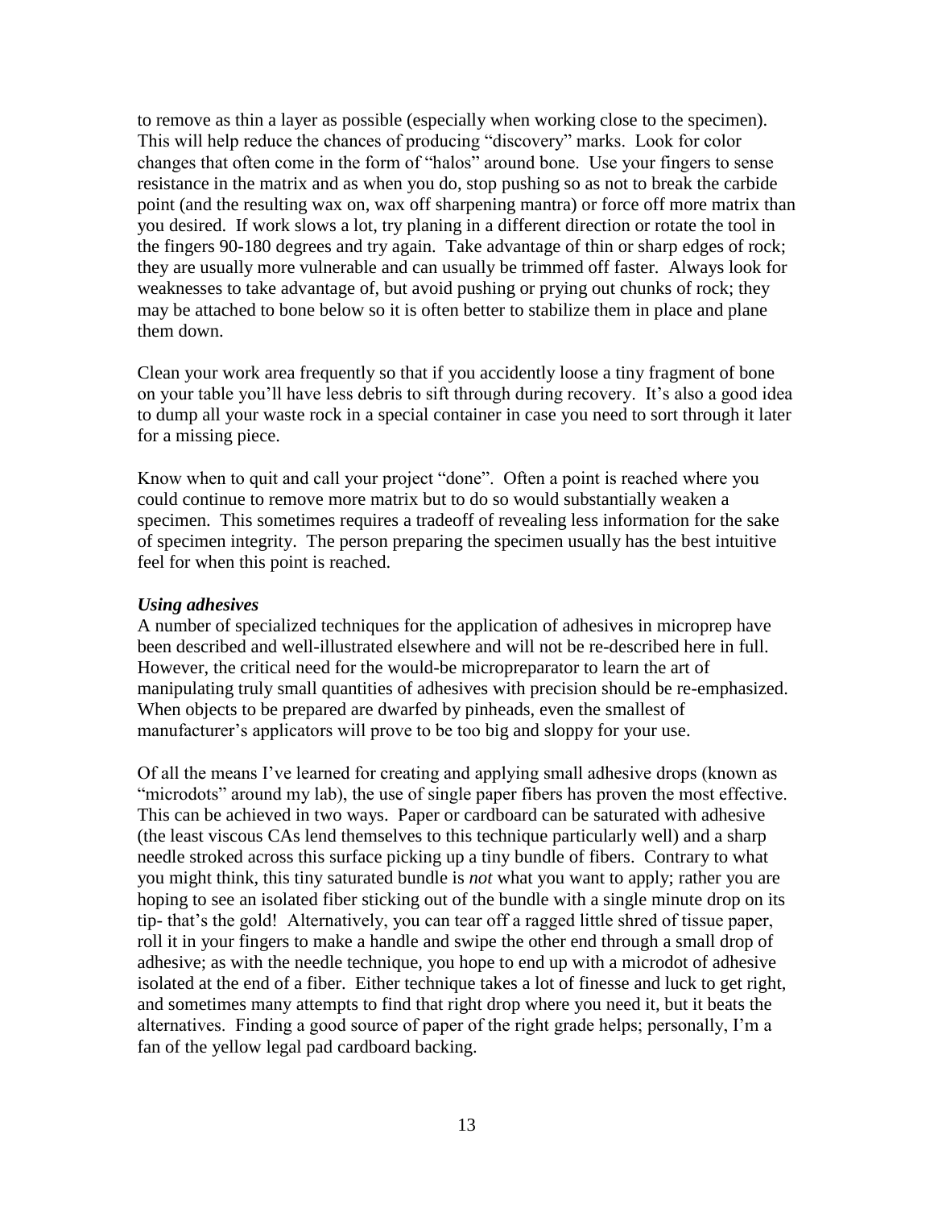to remove as thin a layer as possible (especially when working close to the specimen). This will help reduce the chances of producing "discovery" marks. Look for color changes that often come in the form of "halos" around bone. Use your fingers to sense resistance in the matrix and as when you do, stop pushing so as not to break the carbide point (and the resulting wax on, wax off sharpening mantra) or force off more matrix than you desired. If work slows a lot, try planing in a different direction or rotate the tool in the fingers 90-180 degrees and try again. Take advantage of thin or sharp edges of rock; they are usually more vulnerable and can usually be trimmed off faster. Always look for weaknesses to take advantage of, but avoid pushing or prying out chunks of rock; they may be attached to bone below so it is often better to stabilize them in place and plane them down.

Clean your work area frequently so that if you accidently loose a tiny fragment of bone on your table you'll have less debris to sift through during recovery. It's also a good idea to dump all your waste rock in a special container in case you need to sort through it later for a missing piece.

Know when to quit and call your project "done". Often a point is reached where you could continue to remove more matrix but to do so would substantially weaken a specimen. This sometimes requires a tradeoff of revealing less information for the sake of specimen integrity. The person preparing the specimen usually has the best intuitive feel for when this point is reached.

***Using adhesives***

A number of specialized techniques for the application of adhesives in microprep have been described and well-illustrated elsewhere and will not be re-described here in full. However, the critical need for the would-be micropreparator to learn the art of manipulating truly small quantities of adhesives with precision should be re-emphasized. When objects to be prepared are dwarfed by pinheads, even the smallest of manufacturer's applicators will prove to be too big and sloppy for your use.

Of all the means I've learned for creating and applying small adhesive drops (known as "microdots" around my lab), the use of single paper fibers has proven the most effective. This can be achieved in two ways. Paper or cardboard can be saturated with adhesive (the least viscous CAs lend themselves to this technique particularly well) and a sharp needle stroked across this surface picking up a tiny bundle of fibers. Contrary to what you might think, this tiny saturated bundle is *not* what you want to apply; rather you are hoping to see an isolated fiber sticking out of the bundle with a single minute drop on its tip- that's the gold! Alternatively, you can tear off a ragged little shred of tissue paper, roll it in your fingers to make a handle and swipe the other end through a small drop of adhesive; as with the needle technique, you hope to end up with a microdot of adhesive isolated at the end of a fiber. Either technique takes a lot of finesse and luck to get right, and sometimes many attempts to find that right drop where you need it, but it beats the alternatives. Finding a good source of paper of the right grade helps; personally, I'm a fan of the yellow legal pad cardboard backing.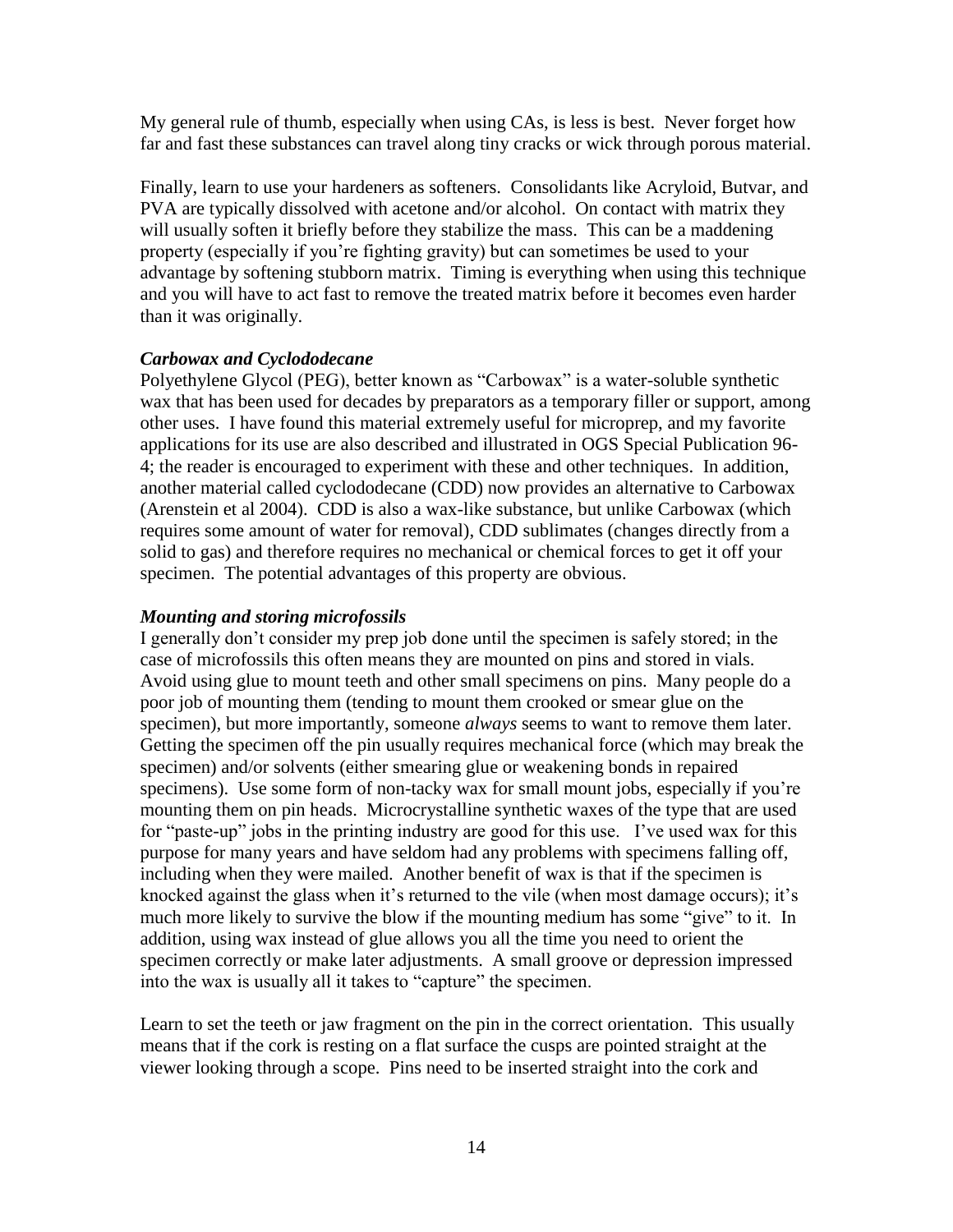My general rule of thumb, especially when using CAs, is less is best. Never forget how far and fast these substances can travel along tiny cracks or wick through porous material.

Finally, learn to use your hardeners as softeners. Consolidants like Acryloid, Butvar, and PVA are typically dissolved with acetone and/or alcohol. On contact with matrix they will usually soften it briefly before they stabilize the mass. This can be a maddening property (especially if you're fighting gravity) but can sometimes be used to your advantage by softening stubborn matrix. Timing is everything when using this technique and you will have to act fast to remove the treated matrix before it becomes even harder than it was originally.

### *Carbowax and Cyclododecane*

Polyethylene Glycol (PEG), better known as "Carbowax" is a water-soluble synthetic wax that has been used for decades by preparators as a temporary filler or support, among other uses. I have found this material extremely useful for microprep, and my favorite applications for its use are also described and illustrated in OGS Special Publication 96-4; the reader is encouraged to experiment with these and other techniques. In addition, another material called cyclododecane (CDD) now provides an alternative to Carbowax (Arenstein et al 2004). CDD is also a wax-like substance, but unlike Carbowax (which requires some amount of water for removal), CDD sublimates (changes directly from a solid to gas) and therefore requires no mechanical or chemical forces to get it off your specimen. The potential advantages of this property are obvious.

### *Mounting and storing microfossils*

I generally don't consider my prep job done until the specimen is safely stored; in the case of microfossils this often means they are mounted on pins and stored in vials. Avoid using glue to mount teeth and other small specimens on pins. Many people do a poor job of mounting them (tending to mount them crooked or smear glue on the specimen), but more importantly, someone *always* seems to want to remove them later. Getting the specimen off the pin usually requires mechanical force (which may break the specimen) and/or solvents (either smearing glue or weakening bonds in repaired specimens). Use some form of non-tacky wax for small mount jobs, especially if you're mounting them on pin heads. Microcrystalline synthetic waxes of the type that are used for "paste-up" jobs in the printing industry are good for this use. I've used wax for this purpose for many years and have seldom had any problems with specimens falling off, including when they were mailed. Another benefit of wax is that if the specimen is knocked against the glass when it's returned to the vile (when most damage occurs); it's much more likely to survive the blow if the mounting medium has some "give" to it. In addition, using wax instead of glue allows you all the time you need to orient the specimen correctly or make later adjustments. A small groove or depression impressed into the wax is usually all it takes to "capture" the specimen.

Learn to set the teeth or jaw fragment on the pin in the correct orientation. This usually means that if the cork is resting on a flat surface the cusps are pointed straight at the viewer looking through a scope. Pins need to be inserted straight into the cork and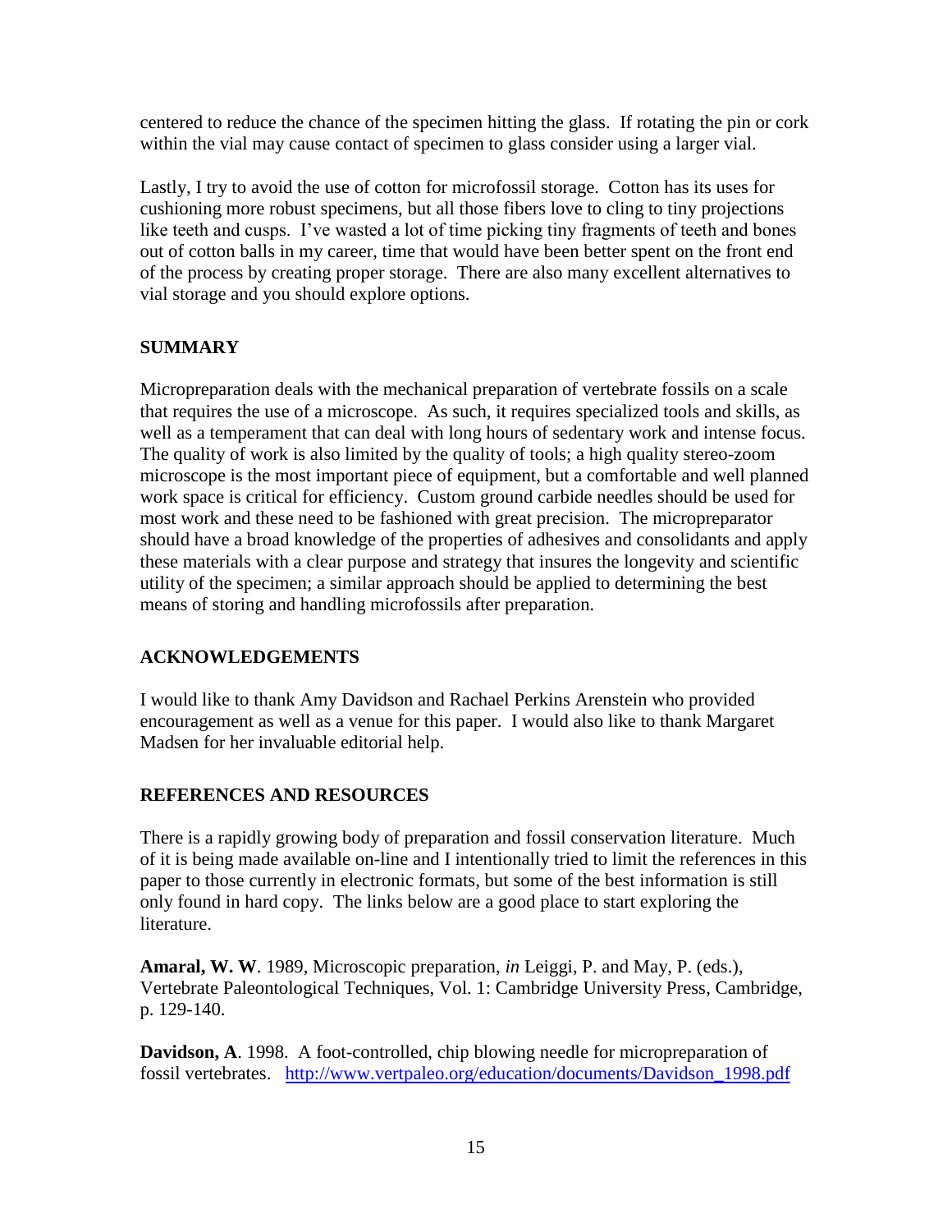centered to reduce the chance of the specimen hitting the glass. If rotating the pin or cork within the vial may cause contact of specimen to glass consider using a larger vial.

Lastly, I try to avoid the use of cotton for microfossil storage. Cotton has its uses for cushioning more robust specimens, but all those fibers love to cling to tiny projections like teeth and cusps. I've wasted a lot of time picking tiny fragments of teeth and bones out of cotton balls in my career, time that would have been better spent on the front end of the process by creating proper storage. There are also many excellent alternatives to vial storage and you should explore options.

## SUMMARY

Micropreparation deals with the mechanical preparation of vertebrate fossils on a scale that requires the use of a microscope. As such, it requires specialized tools and skills, as well as a temperament that can deal with long hours of sedentary work and intense focus. The quality of work is also limited by the quality of tools; a high quality stereo-zoom microscope is the most important piece of equipment, but a comfortable and well planned work space is critical for efficiency. Custom ground carbide needles should be used for most work and these need to be fashioned with great precision. The micropreparator should have a broad knowledge of the properties of adhesives and consolidants and apply these materials with a clear purpose and strategy that insures the longevity and scientific utility of the specimen; a similar approach should be applied to determining the best means of storing and handling microfossils after preparation.

## ACKNOWLEDGEMENTS

I would like to thank Amy Davidson and Rachael Perkins Arenstein who provided encouragement as well as a venue for this paper. I would also like to thank Margaret Madsen for her invaluable editorial help.

## REFERENCES AND RESOURCES

There is a rapidly growing body of preparation and fossil conservation literature. Much of it is being made available on-line and I intentionally tried to limit the references in this paper to those currently in electronic formats, but some of the best information is still only found in hard copy. The links below are a good place to start exploring the literature.

**Amaral, W. W**. 1989, Microscopic preparation, *in* Leiggi, P. and May, P. (eds.), Vertebrate Paleontological Techniques, Vol. 1: Cambridge University Press, Cambridge, p. 129-140.

**Davidson, A**. 1998. A foot-controlled, chip blowing needle for micropreparation of fossil vertebrates. http://www.vertpaleo.org/education/documents/Davidson_1998.pdf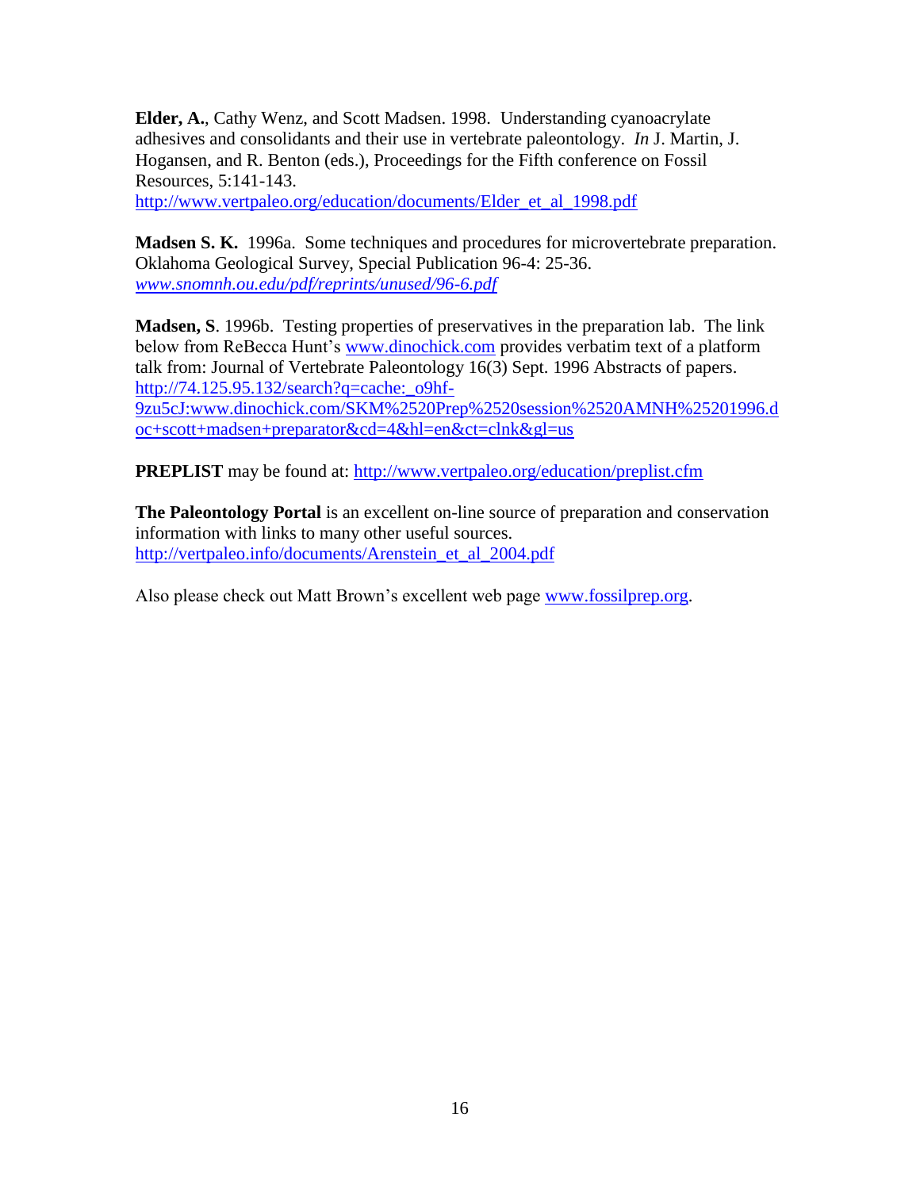**Elder, A.**, Cathy Wenz, and Scott Madsen. 1998. Understanding cyanoacrylate adhesives and consolidants and their use in vertebrate paleontology. *In* J. Martin, J. Hogansen, and R. Benton (eds.), Proceedings for the Fifth conference on Fossil Resources, 5:141-143. http://www.vertpaleo.org/education/documents/Elder_et_al_1998.pdf

**Madsen S. K.** 1996a. Some techniques and procedures for microvertebrate preparation. Oklahoma Geological Survey, Special Publication 96-4: 25-36. *www.snomnh.ou.edu/pdf/reprints/unused/96-6.pdf*

**Madsen, S**. 1996b. Testing properties of preservatives in the preparation lab. The link below from ReBecca Hunt's www.dinochick.com provides verbatim text of a platform talk from: Journal of Vertebrate Paleontology 16(3) Sept. 1996 Abstracts of papers. http://74.125.95.132/search?q=cache:_o9hf-9zu5cJ:www.dinochick.com/SKM%2520Prep%2520session%2520AMNH%25201996.doc+scott+madsen+preparator&cd=4&hl=en&ct=clnk&gl=us

**PREPLIST** may be found at: http://www.vertpaleo.org/education/preplist.cfm

**The Paleontology Portal** is an excellent on-line source of preparation and conservation information with links to many other useful sources. http://vertpaleo.info/documents/Arenstein_et_al_2004.pdf

Also please check out Matt Brown's excellent web page www.fossilprep.org.